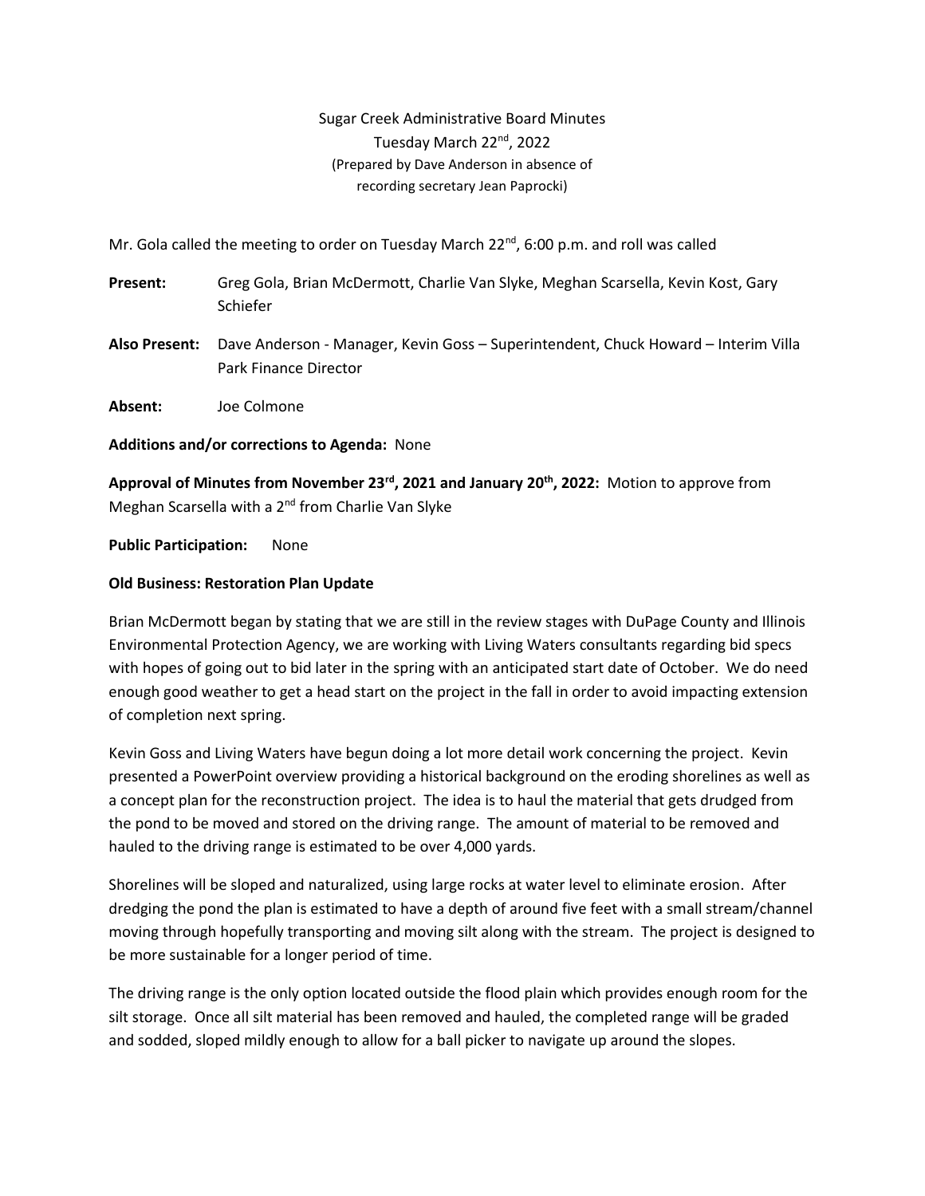Sugar Creek Administrative Board Minutes
Tuesday March 22nd, 2022
(Prepared by Dave Anderson in absence of recording secretary Jean Paprocki)

Mr. Gola called the meeting to order on Tuesday March 22nd, 6:00 p.m. and roll was called

**Present:** Greg Gola, Brian McDermott, Charlie Van Slyke, Meghan Scarsella, Kevin Kost, Gary Schiefer

**Also Present:** Dave Anderson - Manager, Kevin Goss – Superintendent, Chuck Howard – Interim Villa Park Finance Director

**Absent:** Joe Colmone

**Additions and/or corrections to Agenda:** None

**Approval of Minutes from November 23rd, 2021 and January 20th, 2022:** Motion to approve from Meghan Scarsella with a 2nd from Charlie Van Slyke

**Public Participation:** None

**Old Business: Restoration Plan Update**

Brian McDermott began by stating that we are still in the review stages with DuPage County and Illinois Environmental Protection Agency, we are working with Living Waters consultants regarding bid specs with hopes of going out to bid later in the spring with an anticipated start date of October. We do need enough good weather to get a head start on the project in the fall in order to avoid impacting extension of completion next spring.

Kevin Goss and Living Waters have begun doing a lot more detail work concerning the project. Kevin presented a PowerPoint overview providing a historical background on the eroding shorelines as well as a concept plan for the reconstruction project. The idea is to haul the material that gets drudged from the pond to be moved and stored on the driving range. The amount of material to be removed and hauled to the driving range is estimated to be over 4,000 yards.

Shorelines will be sloped and naturalized, using large rocks at water level to eliminate erosion. After dredging the pond the plan is estimated to have a depth of around five feet with a small stream/channel moving through hopefully transporting and moving silt along with the stream. The project is designed to be more sustainable for a longer period of time.

The driving range is the only option located outside the flood plain which provides enough room for the silt storage. Once all silt material has been removed and hauled, the completed range will be graded and sodded, sloped mildly enough to allow for a ball picker to navigate up around the slopes.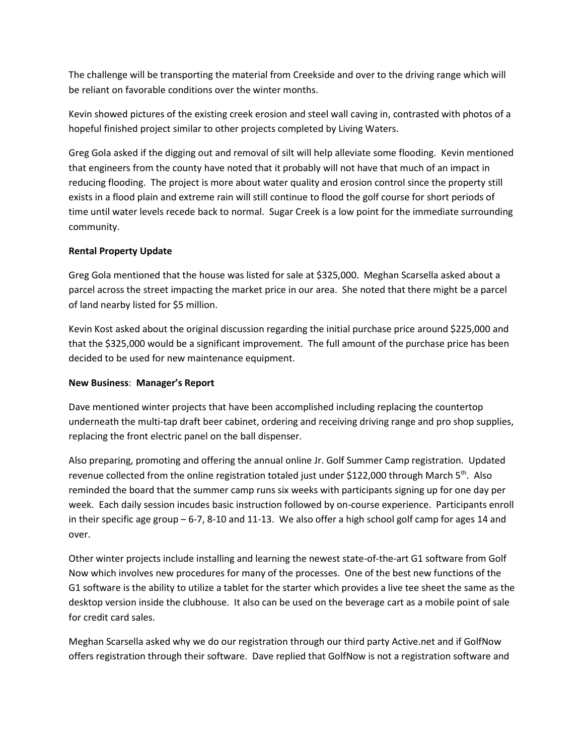The challenge will be transporting the material from Creekside and over to the driving range which will be reliant on favorable conditions over the winter months.

Kevin showed pictures of the existing creek erosion and steel wall caving in, contrasted with photos of a hopeful finished project similar to other projects completed by Living Waters.

Greg Gola asked if the digging out and removal of silt will help alleviate some flooding. Kevin mentioned that engineers from the county have noted that it probably will not have that much of an impact in reducing flooding. The project is more about water quality and erosion control since the property still exists in a flood plain and extreme rain will still continue to flood the golf course for short periods of time until water levels recede back to normal. Sugar Creek is a low point for the immediate surrounding community.

**Rental Property Update**

Greg Gola mentioned that the house was listed for sale at $325,000. Meghan Scarsella asked about a parcel across the street impacting the market price in our area. She noted that there might be a parcel of land nearby listed for $5 million.

Kevin Kost asked about the original discussion regarding the initial purchase price around $225,000 and that the $325,000 would be a significant improvement. The full amount of the purchase price has been decided to be used for new maintenance equipment.

**New Business**: **Manager's Report**

Dave mentioned winter projects that have been accomplished including replacing the countertop underneath the multi-tap draft beer cabinet, ordering and receiving driving range and pro shop supplies, replacing the front electric panel on the ball dispenser.

Also preparing, promoting and offering the annual online Jr. Golf Summer Camp registration. Updated revenue collected from the online registration totaled just under $122,000 through March 5th. Also reminded the board that the summer camp runs six weeks with participants signing up for one day per week. Each daily session incudes basic instruction followed by on-course experience. Participants enroll in their specific age group – 6-7, 8-10 and 11-13. We also offer a high school golf camp for ages 14 and over.

Other winter projects include installing and learning the newest state-of-the-art G1 software from Golf Now which involves new procedures for many of the processes. One of the best new functions of the G1 software is the ability to utilize a tablet for the starter which provides a live tee sheet the same as the desktop version inside the clubhouse. It also can be used on the beverage cart as a mobile point of sale for credit card sales.

Meghan Scarsella asked why we do our registration through our third party Active.net and if GolfNow offers registration through their software. Dave replied that GolfNow is not a registration software and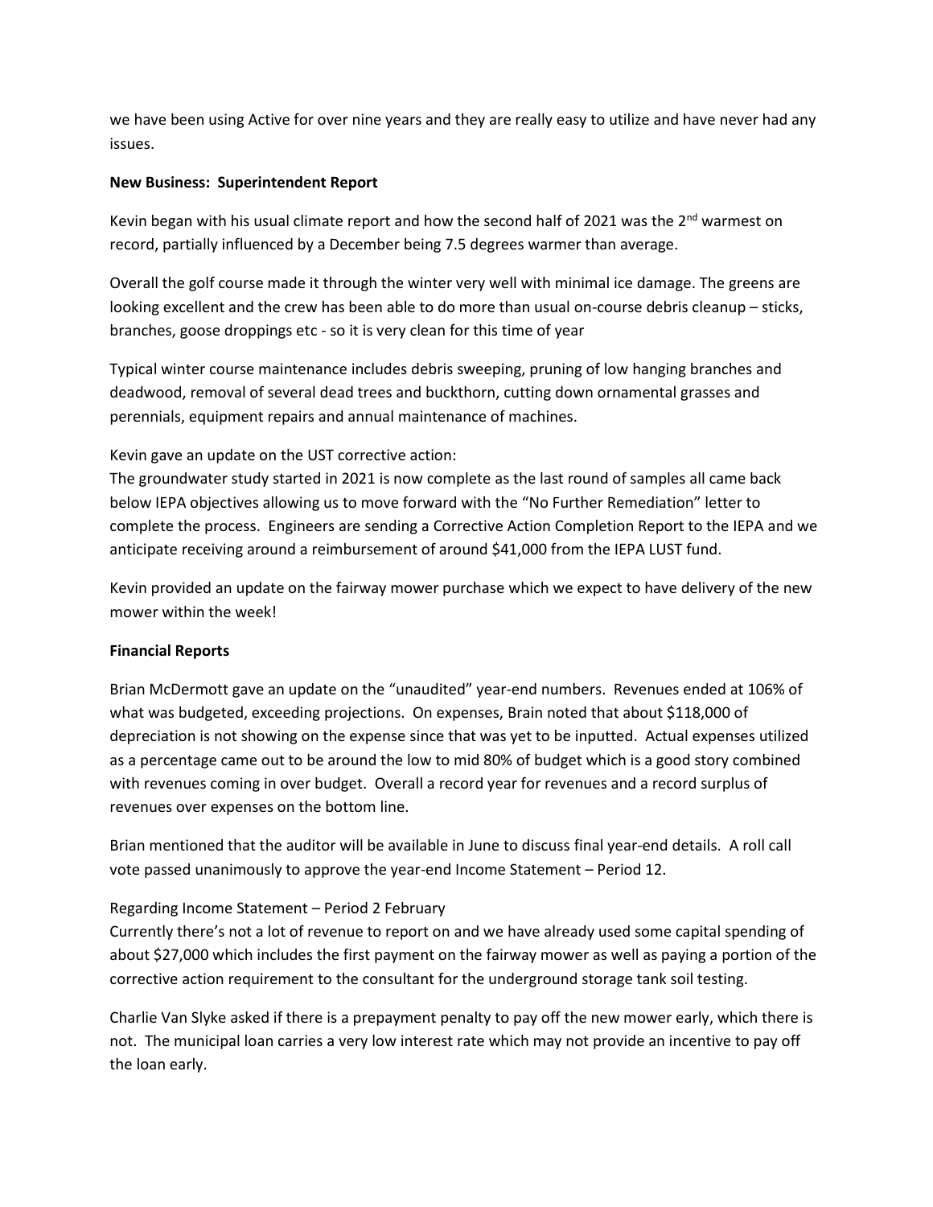we have been using Active for over nine years and they are really easy to utilize and have never had any issues.

**New Business: Superintendent Report**

Kevin began with his usual climate report and how the second half of 2021 was the 2nd warmest on record, partially influenced by a December being 7.5 degrees warmer than average.

Overall the golf course made it through the winter very well with minimal ice damage. The greens are looking excellent and the crew has been able to do more than usual on-course debris cleanup – sticks, branches, goose droppings etc - so it is very clean for this time of year

Typical winter course maintenance includes debris sweeping, pruning of low hanging branches and deadwood, removal of several dead trees and buckthorn, cutting down ornamental grasses and perennials, equipment repairs and annual maintenance of machines.

Kevin gave an update on the UST corrective action:
The groundwater study started in 2021 is now complete as the last round of samples all came back below IEPA objectives allowing us to move forward with the "No Further Remediation" letter to complete the process. Engineers are sending a Corrective Action Completion Report to the IEPA and we anticipate receiving around a reimbursement of around $41,000 from the IEPA LUST fund.

Kevin provided an update on the fairway mower purchase which we expect to have delivery of the new mower within the week!

**Financial Reports**

Brian McDermott gave an update on the "unaudited" year-end numbers. Revenues ended at 106% of what was budgeted, exceeding projections. On expenses, Brain noted that about $118,000 of depreciation is not showing on the expense since that was yet to be inputted. Actual expenses utilized as a percentage came out to be around the low to mid 80% of budget which is a good story combined with revenues coming in over budget. Overall a record year for revenues and a record surplus of revenues over expenses on the bottom line.

Brian mentioned that the auditor will be available in June to discuss final year-end details. A roll call vote passed unanimously to approve the year-end Income Statement – Period 12.

Regarding Income Statement – Period 2 February
Currently there's not a lot of revenue to report on and we have already used some capital spending of about $27,000 which includes the first payment on the fairway mower as well as paying a portion of the corrective action requirement to the consultant for the underground storage tank soil testing.

Charlie Van Slyke asked if there is a prepayment penalty to pay off the new mower early, which there is not. The municipal loan carries a very low interest rate which may not provide an incentive to pay off the loan early.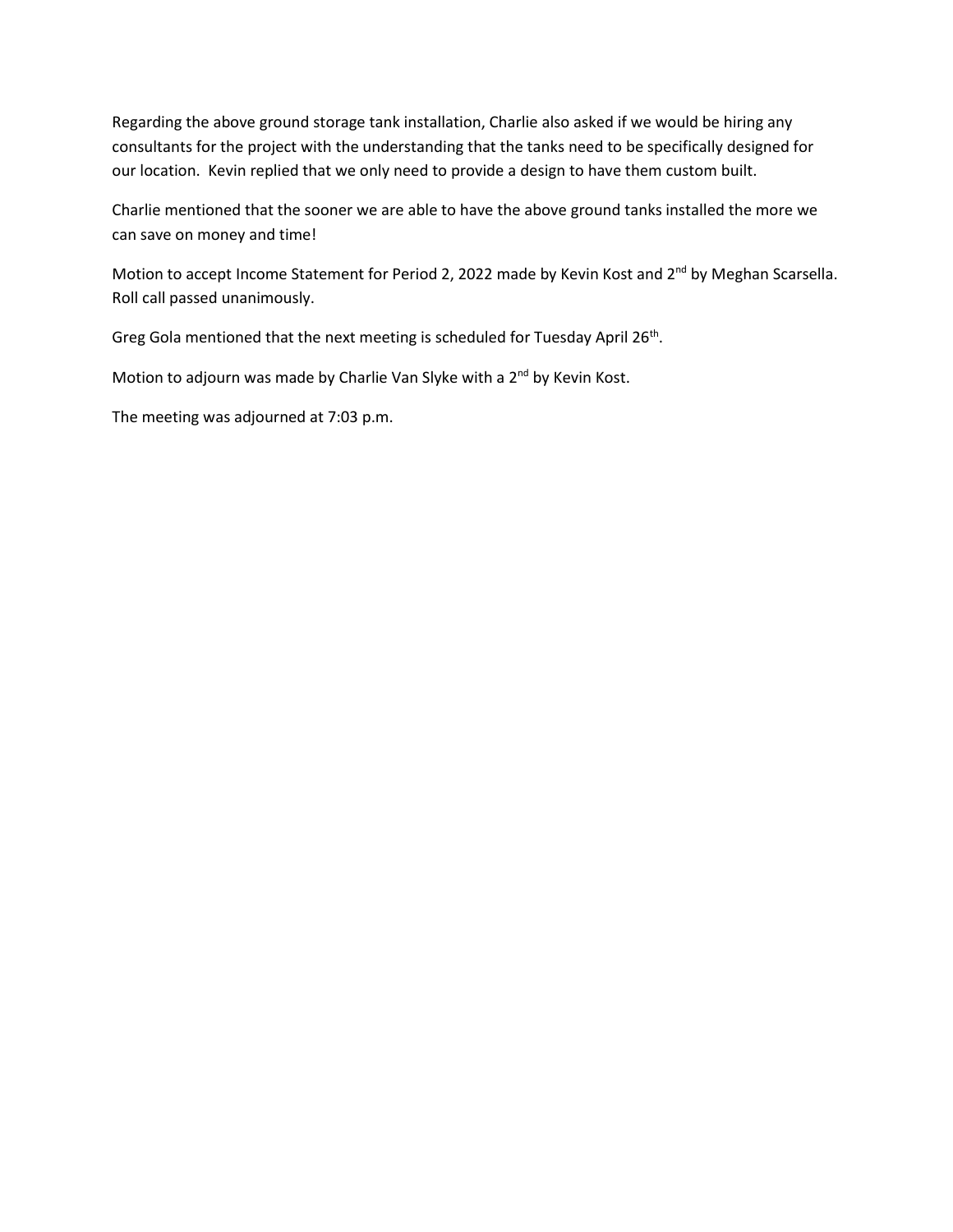Regarding the above ground storage tank installation, Charlie also asked if we would be hiring any consultants for the project with the understanding that the tanks need to be specifically designed for our location. Kevin replied that we only need to provide a design to have them custom built.

Charlie mentioned that the sooner we are able to have the above ground tanks installed the more we can save on money and time!

Motion to accept Income Statement for Period 2, 2022 made by Kevin Kost and 2nd by Meghan Scarsella. Roll call passed unanimously.

Greg Gola mentioned that the next meeting is scheduled for Tuesday April 26th.

Motion to adjourn was made by Charlie Van Slyke with a 2nd by Kevin Kost.

The meeting was adjourned at 7:03 p.m.